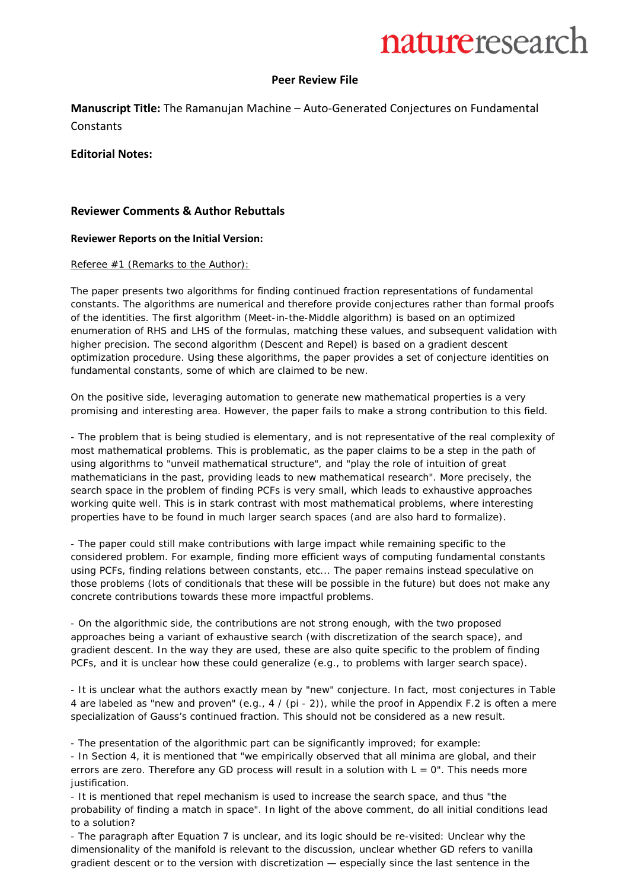**nature**research

## Peer Review File

**Manuscript Title:** The Ramanujan Machine – Auto-Generated Conjectures on Fundamental Constants

**Editorial Notes:**

### Reviewer Comments & Author Rebuttals

**Reviewer Reports on the Initial Version:**

Referee #1 (Remarks to the Author):

The paper presents two algorithms for finding continued fraction representations of fundamental constants. The algorithms are numerical and therefore provide conjectures rather than formal proofs of the identities. The first algorithm (Meet-in-the-Middle algorithm) is based on an optimized enumeration of RHS and LHS of the formulas, matching these values, and subsequent validation with higher precision. The second algorithm (Descent and Repel) is based on a gradient descent optimization procedure. Using these algorithms, the paper provides a set of conjecture identities on fundamental constants, some of which are claimed to be new.

On the positive side, leveraging automation to generate new mathematical properties is a very promising and interesting area. However, the paper fails to make a strong contribution to this field.

- The problem that is being studied is elementary, and is not representative of the real complexity of most mathematical problems. This is problematic, as the paper claims to be a step in the path of using algorithms to "unveil mathematical structure", and "play the role of intuition of great mathematicians in the past, providing leads to new mathematical research". More precisely, the search space in the problem of finding PCFs is very small, which leads to exhaustive approaches working quite well. This is in stark contrast with most mathematical problems, where interesting properties have to be found in much larger search spaces (and are also hard to formalize).

- The paper could still make contributions with large impact while remaining specific to the considered problem. For example, finding more efficient ways of computing fundamental constants using PCFs, finding relations between constants, etc... The paper remains instead speculative on those problems (lots of conditionals that these will be possible in the future) but does not make any concrete contributions towards these more impactful problems.

- On the algorithmic side, the contributions are not strong enough, with the two proposed approaches being a variant of exhaustive search (with discretization of the search space), and gradient descent. In the way they are used, these are also quite specific to the problem of finding PCFs, and it is unclear how these could generalize (e.g., to problems with larger search space).

- It is unclear what the authors exactly mean by "new" conjecture. In fact, most conjectures in Table 4 are labeled as "new and proven" (e.g., 4 / (pi - 2)), while the proof in Appendix F.2 is often a mere specialization of Gauss's continued fraction. This should not be considered as a new result.

- The presentation of the algorithmic part can be significantly improved; for example:
- In Section 4, it is mentioned that "we empirically observed that all minima are global, and their errors are zero. Therefore any GD process will result in a solution with L = 0". This needs more justification.
- It is mentioned that repel mechanism is used to increase the search space, and thus "the probability of finding a match in space". In light of the above comment, do all initial conditions lead to a solution?
- The paragraph after Equation 7 is unclear, and its logic should be re-visited: Unclear why the dimensionality of the manifold is relevant to the discussion, unclear whether GD refers to vanilla gradient descent or to the version with discretization — especially since the last sentence in the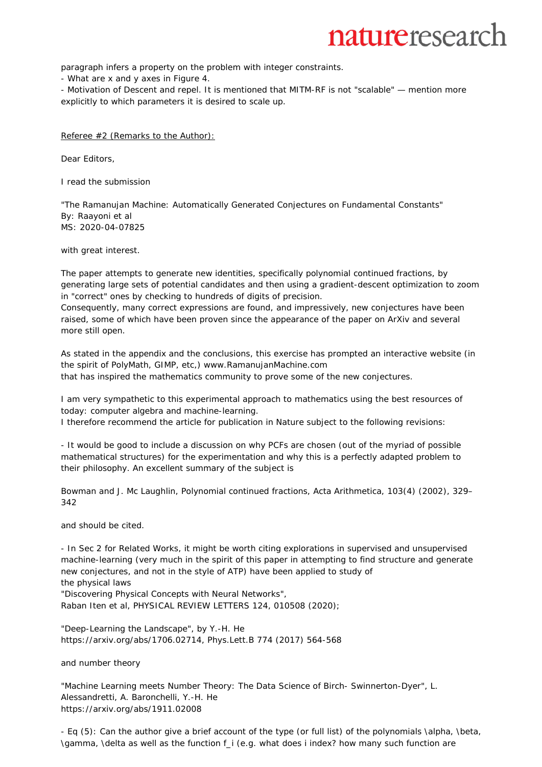paragraph infers a property on the problem with integer constraints.
- What are x and y axes in Figure 4.
- Motivation of Descent and repel. It is mentioned that MITM-RF is not "scalable" — mention more explicitly to which parameters it is desired to scale up.

Referee #2 (Remarks to the Author):

Dear Editors,

I read the submission

"The Ramanujan Machine: Automatically Generated Conjectures on Fundamental Constants"
By: Raayoni et al
MS: 2020-04-07825

with great interest.

The paper attempts to generate new identities, specifically polynomial continued fractions, by generating large sets of potential candidates and then using a gradient-descent optimization to zoom in "correct" ones by checking to hundreds of digits of precision.
Consequently, many correct expressions are found, and impressively, new conjectures have been raised, some of which have been proven since the appearance of the paper on ArXiv and several more still open.

As stated in the appendix and the conclusions, this exercise has prompted an interactive website (in the spirit of PolyMath, GIMP, etc,) www.RamanujanMachine.com
that has inspired the mathematics community to prove some of the new conjectures.

I am very sympathetic to this experimental approach to mathematics using the best resources of today: computer algebra and machine-learning.
I therefore recommend the article for publication in Nature subject to the following revisions:

- It would be good to include a discussion on why PCFs are chosen (out of the myriad of possible mathematical structures) for the experimentation and why this is a perfectly adapted problem to their philosophy. An excellent summary of the subject is

Bowman and J. Mc Laughlin, Polynomial continued fractions, Acta Arithmetica, 103(4) (2002), 329–342

and should be cited.

- In Sec 2 for Related Works, it might be worth citing explorations in supervised and unsupervised machine-learning (very much in the spirit of this paper in attempting to find structure and generate new conjectures, and not in the style of ATP) have been applied to study of
the physical laws
"Discovering Physical Concepts with Neural Networks",
Raban Iten et al, PHYSICAL REVIEW LETTERS 124, 010508 (2020);

"Deep-Learning the Landscape", by Y.-H. He
https://arxiv.org/abs/1706.02714, Phys.Lett.B 774 (2017) 564-568

and number theory

"Machine Learning meets Number Theory: The Data Science of Birch- Swinnerton-Dyer", L. Alessandretti, A. Baronchelli, Y.-H. He
https://arxiv.org/abs/1911.02008

- Eq (5): Can the author give a brief account of the type (or full list) of the polynomials \alpha, \beta, \gamma, \delta as well as the function f_i (e.g. what does i index? how many such function are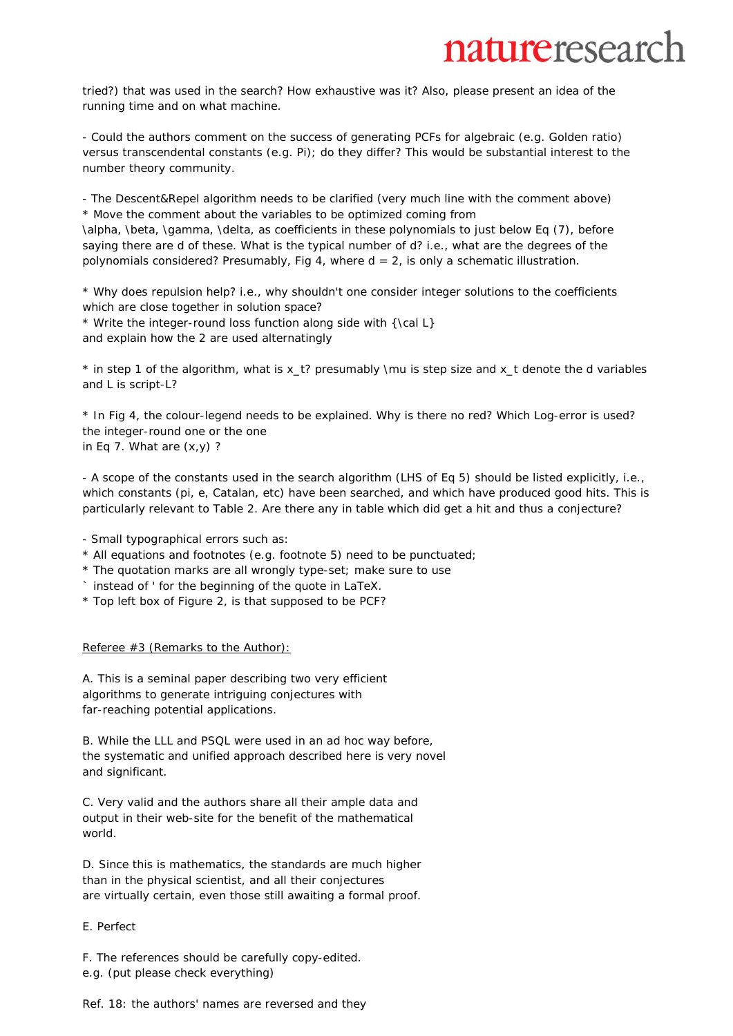tried?) that was used in the search? How exhaustive was it? Also, please present an idea of the running time and on what machine.

- Could the authors comment on the success of generating PCFs for algebraic (e.g. Golden ratio) versus transcendental constants (e.g. Pi); do they differ? This would be substantial interest to the number theory community.

- The Descent&Repel algorithm needs to be clarified (very much line with the comment above)
* Move the comment about the variables to be optimized coming from
\alpha, \beta, \gamma, \delta, as coefficients in these polynomials to just below Eq (7), before saying there are d of these. What is the typical number of d? i.e., what are the degrees of the polynomials considered? Presumably, Fig 4, where d = 2, is only a schematic illustration.

* Why does repulsion help? i.e., why shouldn't one consider integer solutions to the coefficients which are close together in solution space?
* Write the integer-round loss function along side with {\cal L}
and explain how the 2 are used alternatingly

* in step 1 of the algorithm, what is x_t? presumably \mu is step size and x_t denote the d variables and L is script-L?

* In Fig 4, the colour-legend needs to be explained. Why is there no red? Which Log-error is used? the integer-round one or the one
in Eq 7. What are (x,y) ?

- A scope of the constants used in the search algorithm (LHS of Eq 5) should be listed explicitly, i.e., which constants (pi, e, Catalan, etc) have been searched, and which have produced good hits. This is particularly relevant to Table 2. Are there any in table which did get a hit and thus a conjecture?

- Small typographical errors such as:
* All equations and footnotes (e.g. footnote 5) need to be punctuated;
* The quotation marks are all wrongly type-set; make sure to use
` instead of ' for the beginning of the quote in LaTeX.
* Top left box of Figure 2, is that supposed to be PCF?

Referee #3 (Remarks to the Author):

A. This is a seminal paper describing two very efficient
algorithms to generate intriguing conjectures with
far-reaching potential applications.

B. While the LLL and PSQL were used in an ad hoc way before,
the systematic and unified approach described here is very novel
and significant.

C. Very valid and the authors share all their ample data and
output in their web-site for the benefit of the mathematical
world.

D. Since this is mathematics, the standards are much higher
than in the physical scientist, and all their conjectures
are virtually certain, even those still awaiting a formal proof.

E. Perfect

F. The references should be carefully copy-edited.
e.g. (put please check everything)

Ref. 18: the authors' names are reversed and they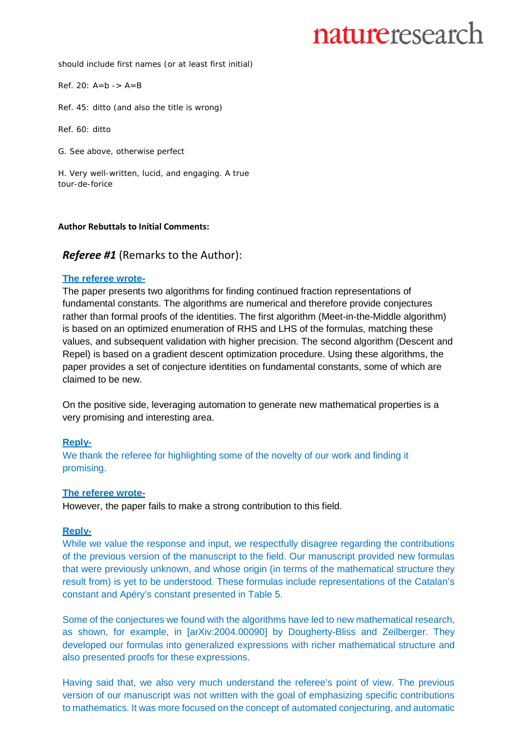should include first names (or at least first initial)

Ref. 20: A=b -> A=B

Ref. 45: ditto (and also the title is wrong)

Ref. 60: ditto

G. See above, otherwise perfect

H. Very well-written, lucid, and engaging. A true tour-de-forice

**Author Rebuttals to Initial Comments:**

## ***Referee #1*** (Remarks to the Author):

**The referee wrote-**

The paper presents two algorithms for finding continued fraction representations of fundamental constants. The algorithms are numerical and therefore provide conjectures rather than formal proofs of the identities. The first algorithm (Meet-in-the-Middle algorithm) is based on an optimized enumeration of RHS and LHS of the formulas, matching these values, and subsequent validation with higher precision. The second algorithm (Descent and Repel) is based on a gradient descent optimization procedure. Using these algorithms, the paper provides a set of conjecture identities on fundamental constants, some of which are claimed to be new.

On the positive side, leveraging automation to generate new mathematical properties is a very promising and interesting area.

**Reply-**

We thank the referee for highlighting some of the novelty of our work and finding it promising.

**The referee wrote-**

However, the paper fails to make a strong contribution to this field.

**Reply-**

While we value the response and input, we respectfully disagree regarding the contributions of the previous version of the manuscript to the field. Our manuscript provided new formulas that were previously unknown, and whose origin (in terms of the mathematical structure they result from) is yet to be understood. These formulas include representations of the Catalan's constant and Apéry's constant presented in Table 5.

Some of the conjectures we found with the algorithms have led to new mathematical research, as shown, for example, in [arXiv:2004.00090] by Dougherty-Bliss and Zeilberger. They developed our formulas into generalized expressions with richer mathematical structure and also presented proofs for these expressions.

Having said that, we also very much understand the referee's point of view. The previous version of our manuscript was not written with the goal of emphasizing specific contributions to mathematics. It was more focused on the concept of automated conjecturing, and automatic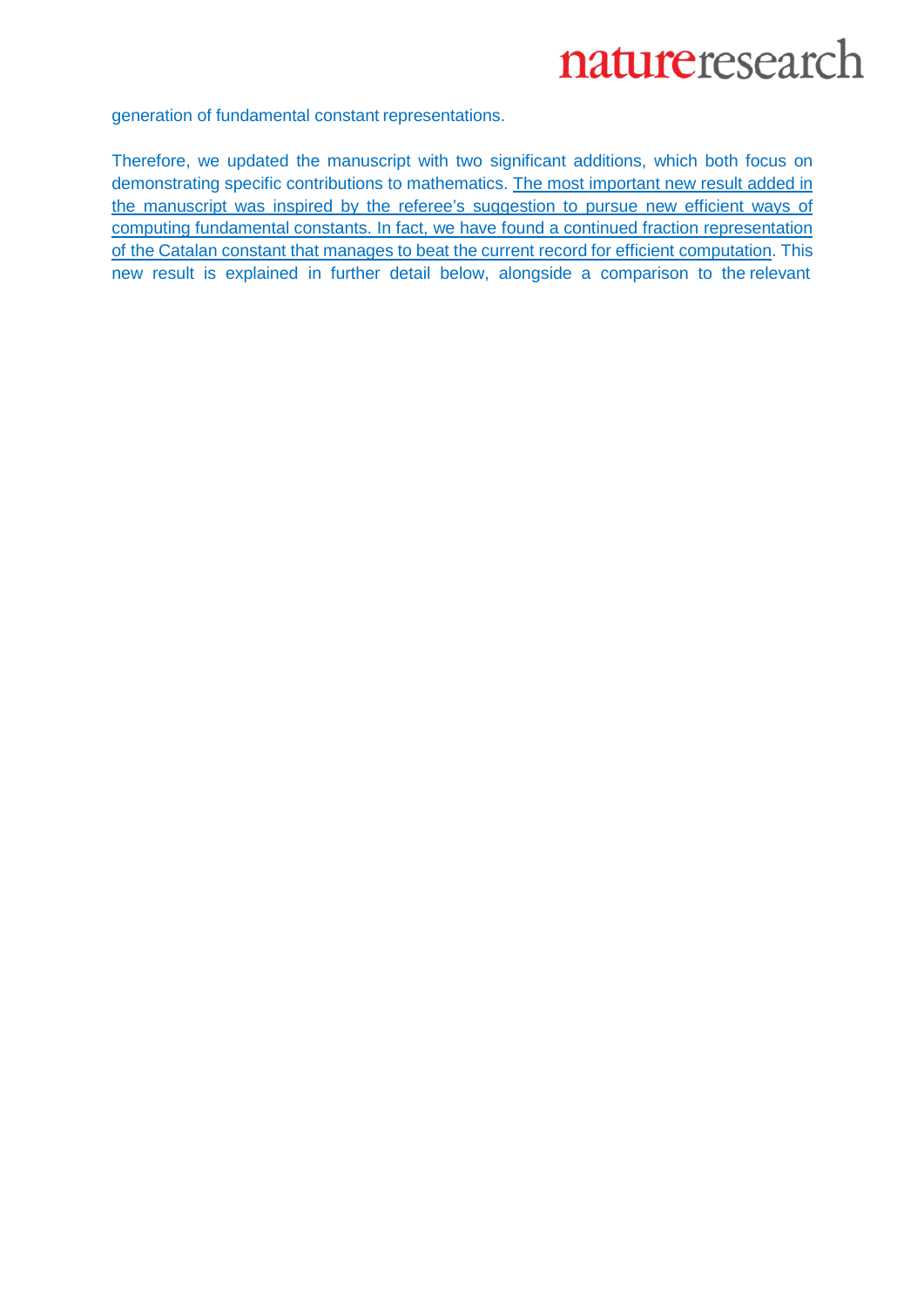generation of fundamental constant representations.

Therefore, we updated the manuscript with two significant additions, which both focus on demonstrating specific contributions to mathematics. <u>The most important new result added in the manuscript was inspired by the referee's suggestion to pursue new efficient ways of computing fundamental constants. In fact, we have found a continued fraction representation of the Catalan constant that manages to beat the current record for efficient computation</u>. This new result is explained in further detail below, alongside a comparison to the relevant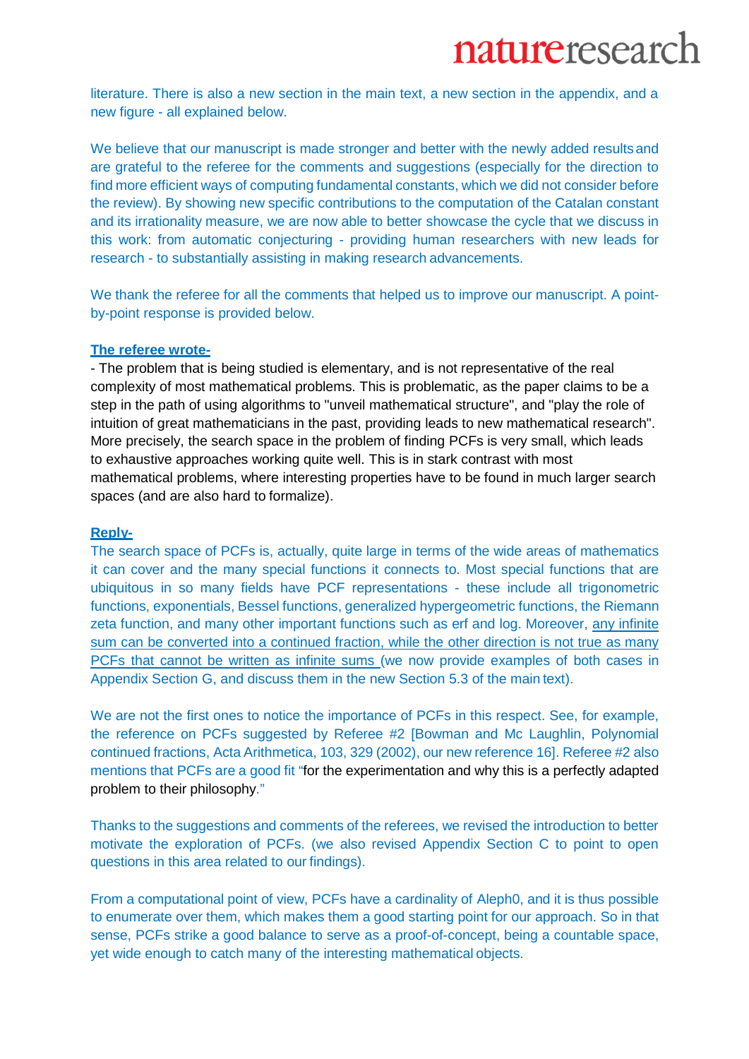literature. There is also a new section in the main text, a new section in the appendix, and a new figure - all explained below.

We believe that our manuscript is made stronger and better with the newly added results and are grateful to the referee for the comments and suggestions (especially for the direction to find more efficient ways of computing fundamental constants, which we did not consider before the review). By showing new specific contributions to the computation of the Catalan constant and its irrationality measure, we are now able to better showcase the cycle that we discuss in this work: from automatic conjecturing - providing human researchers with new leads for research - to substantially assisting in making research advancements.

We thank the referee for all the comments that helped us to improve our manuscript. A point-by-point response is provided below.

**The referee wrote-**

- The problem that is being studied is elementary, and is not representative of the real complexity of most mathematical problems. This is problematic, as the paper claims to be a step in the path of using algorithms to "unveil mathematical structure", and "play the role of intuition of great mathematicians in the past, providing leads to new mathematical research". More precisely, the search space in the problem of finding PCFs is very small, which leads to exhaustive approaches working quite well. This is in stark contrast with most mathematical problems, where interesting properties have to be found in much larger search spaces (and are also hard to formalize).

**Reply-**

The search space of PCFs is, actually, quite large in terms of the wide areas of mathematics it can cover and the many special functions it connects to. Most special functions that are ubiquitous in so many fields have PCF representations - these include all trigonometric functions, exponentials, Bessel functions, generalized hypergeometric functions, the Riemann zeta function, and many other important functions such as erf and log. Moreover, any infinite sum can be converted into a continued fraction, while the other direction is not true as many PCFs that cannot be written as infinite sums (we now provide examples of both cases in Appendix Section G, and discuss them in the new Section 5.3 of the main text).

We are not the first ones to notice the importance of PCFs in this respect. See, for example, the reference on PCFs suggested by Referee #2 [Bowman and Mc Laughlin, Polynomial continued fractions, Acta Arithmetica, 103, 329 (2002), our new reference 16]. Referee #2 also mentions that PCFs are a good fit "for the experimentation and why this is a perfectly adapted problem to their philosophy."

Thanks to the suggestions and comments of the referees, we revised the introduction to better motivate the exploration of PCFs. (we also revised Appendix Section C to point to open questions in this area related to our findings).

From a computational point of view, PCFs have a cardinality of Aleph0, and it is thus possible to enumerate over them, which makes them a good starting point for our approach. So in that sense, PCFs strike a good balance to serve as a proof-of-concept, being a countable space, yet wide enough to catch many of the interesting mathematical objects.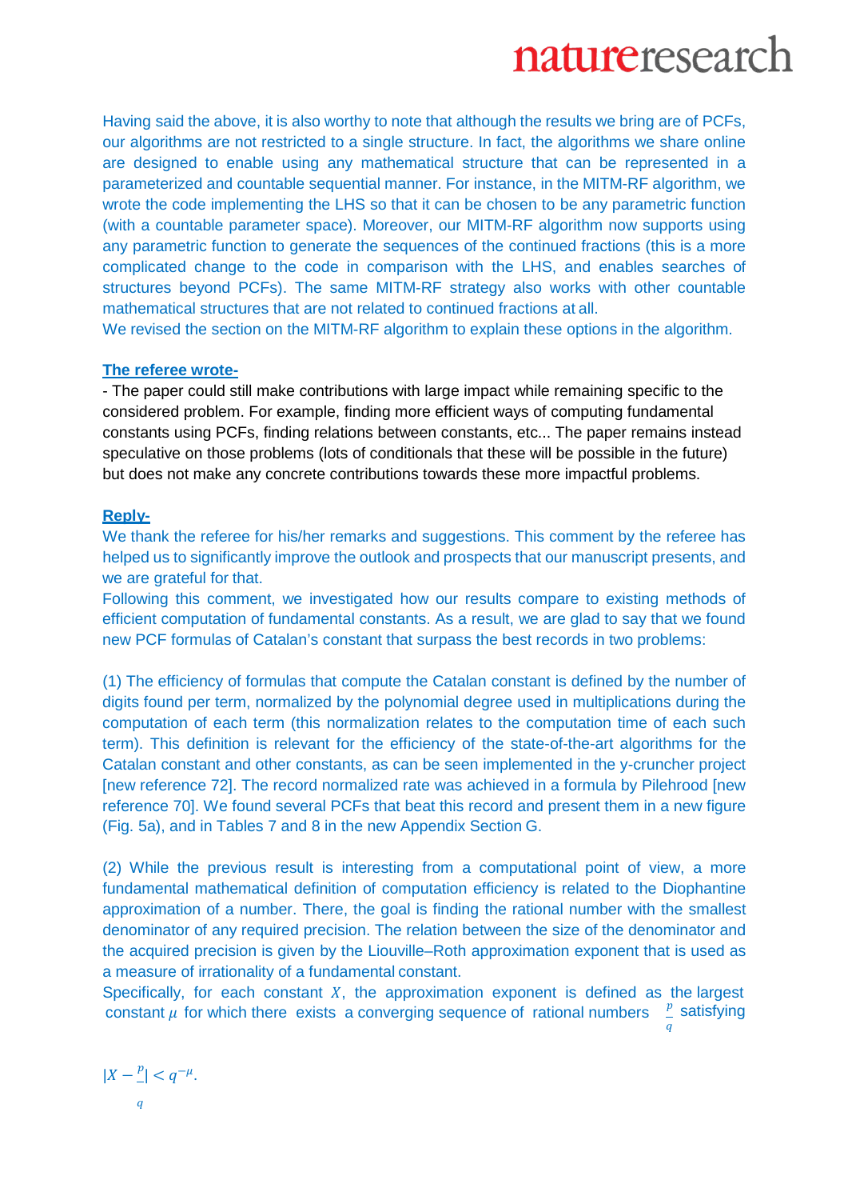Having said the above, it is also worthy to note that although the results we bring are of PCFs, our algorithms are not restricted to a single structure. In fact, the algorithms we share online are designed to enable using any mathematical structure that can be represented in a parameterized and countable sequential manner. For instance, in the MITM-RF algorithm, we wrote the code implementing the LHS so that it can be chosen to be any parametric function (with a countable parameter space). Moreover, our MITM-RF algorithm now supports using any parametric function to generate the sequences of the continued fractions (this is a more complicated change to the code in comparison with the LHS, and enables searches of structures beyond PCFs). The same MITM-RF strategy also works with other countable mathematical structures that are not related to continued fractions at all.
We revised the section on the MITM-RF algorithm to explain these options in the algorithm.

**The referee wrote-**

- The paper could still make contributions with large impact while remaining specific to the considered problem. For example, finding more efficient ways of computing fundamental constants using PCFs, finding relations between constants, etc... The paper remains instead speculative on those problems (lots of conditionals that these will be possible in the future) but does not make any concrete contributions towards these more impactful problems.

**Reply-**

We thank the referee for his/her remarks and suggestions. This comment by the referee has helped us to significantly improve the outlook and prospects that our manuscript presents, and we are grateful for that.
Following this comment, we investigated how our results compare to existing methods of efficient computation of fundamental constants. As a result, we are glad to say that we found new PCF formulas of Catalan's constant that surpass the best records in two problems:

(1) The efficiency of formulas that compute the Catalan constant is defined by the number of digits found per term, normalized by the polynomial degree used in multiplications during the computation of each term (this normalization relates to the computation time of each such term). This definition is relevant for the efficiency of the state-of-the-art algorithms for the Catalan constant and other constants, as can be seen implemented in the y-cruncher project [new reference 72]. The record normalized rate was achieved in a formula by Pilehrood [new reference 70]. We found several PCFs that beat this record and present them in a new figure (Fig. 5a), and in Tables 7 and 8 in the new Appendix Section G.

(2) While the previous result is interesting from a computational point of view, a more fundamental mathematical definition of computation efficiency is related to the Diophantine approximation of a number. There, the goal is finding the rational number with the smallest denominator of any required precision. The relation between the size of the denominator and the acquired precision is given by the Liouville–Roth approximation exponent that is used as a measure of irrationality of a fundamental constant.
Specifically, for each constant $X$, the approximation exponent is defined as the largest constant $\mu$ for which there exists a converging sequence of rational numbers $\frac{p}{q}$ satisfying

$$|X - \frac{p}{q}| < q^{-\mu}.$$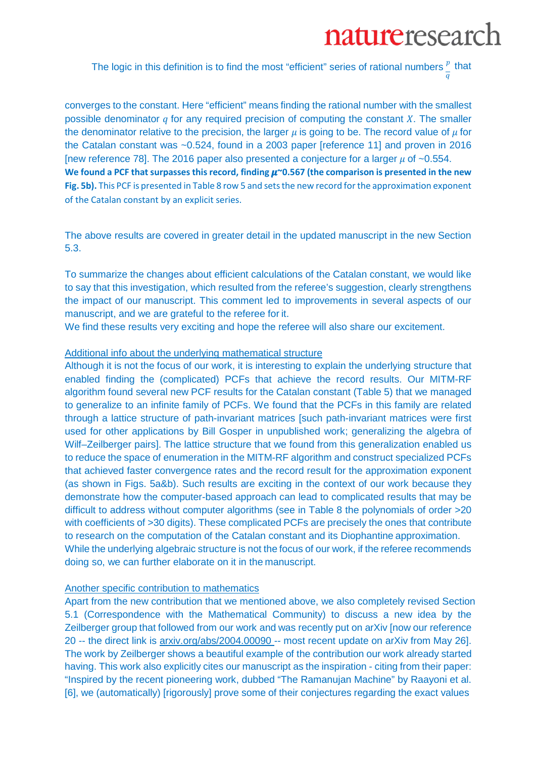The logic in this definition is to find the most "efficient" series of rational numbers $\frac{p}{q}$ that converges to the constant. Here "efficient" means finding the rational number with the smallest possible denominator $q$ for any required precision of computing the constant $X$. The smaller the denominator relative to the precision, the larger $\mu$ is going to be. The record value of $\mu$ for the Catalan constant was ~0.524, found in a 2003 paper [reference 11] and proven in 2016 [new reference 78]. The 2016 paper also presented a conjecture for a larger $\mu$ of ~0.554. **We found a PCF that surpasses this record, finding $\mu$~0.567 (the comparison is presented in the new Fig. 5b).** This PCF is presented in Table 8 row 5 and sets the new record for the approximation exponent of the Catalan constant by an explicit series.

The above results are covered in greater detail in the updated manuscript in the new Section 5.3.

To summarize the changes about efficient calculations of the Catalan constant, we would like to say that this investigation, which resulted from the referee's suggestion, clearly strengthens the impact of our manuscript. This comment led to improvements in several aspects of our manuscript, and we are grateful to the referee for it.
We find these results very exciting and hope the referee will also share our excitement.

Additional info about the underlying mathematical structure
Although it is not the focus of our work, it is interesting to explain the underlying structure that enabled finding the (complicated) PCFs that achieve the record results. Our MITM-RF algorithm found several new PCF results for the Catalan constant (Table 5) that we managed to generalize to an infinite family of PCFs. We found that the PCFs in this family are related through a lattice structure of path-invariant matrices [such path-invariant matrices were first used for other applications by Bill Gosper in unpublished work; generalizing the algebra of Wilf–Zeilberger pairs]. The lattice structure that we found from this generalization enabled us to reduce the space of enumeration in the MITM-RF algorithm and construct specialized PCFs that achieved faster convergence rates and the record result for the approximation exponent (as shown in Figs. 5a&b). Such results are exciting in the context of our work because they demonstrate how the computer-based approach can lead to complicated results that may be difficult to address without computer algorithms (see in Table 8 the polynomials of order >20 with coefficients of >30 digits). These complicated PCFs are precisely the ones that contribute to research on the computation of the Catalan constant and its Diophantine approximation.
While the underlying algebraic structure is not the focus of our work, if the referee recommends doing so, we can further elaborate on it in the manuscript.

Another specific contribution to mathematics
Apart from the new contribution that we mentioned above, we also completely revised Section 5.1 (Correspondence with the Mathematical Community) to discuss a new idea by the Zeilberger group that followed from our work and was recently put on arXiv [now our reference 20 -- the direct link is arxiv.org/abs/2004.00090 -- most recent update on arXiv from May 26]. The work by Zeilberger shows a beautiful example of the contribution our work already started having. This work also explicitly cites our manuscript as the inspiration - citing from their paper: "Inspired by the recent pioneering work, dubbed "The Ramanujan Machine" by Raayoni et al. [6], we (automatically) [rigorously] prove some of their conjectures regarding the exact values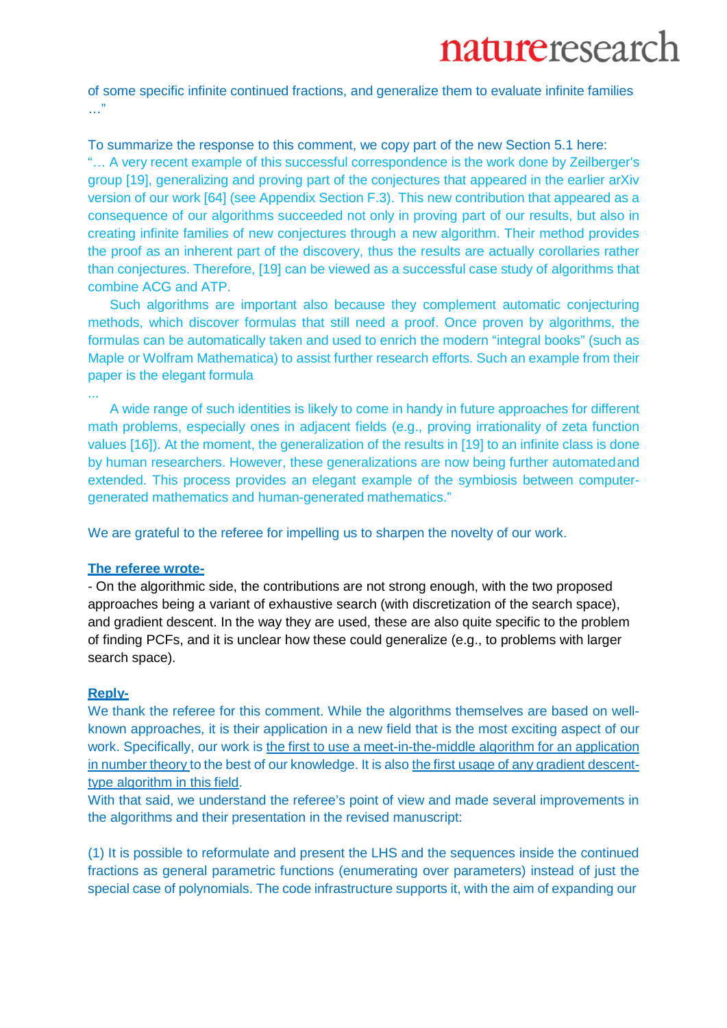of some specific infinite continued fractions, and generalize them to evaluate infinite families …"

To summarize the response to this comment, we copy part of the new Section 5.1 here:
"… A very recent example of this successful correspondence is the work done by Zeilberger's group [19], generalizing and proving part of the conjectures that appeared in the earlier arXiv version of our work [64] (see Appendix Section F.3). This new contribution that appeared as a consequence of our algorithms succeeded not only in proving part of our results, but also in creating infinite families of new conjectures through a new algorithm. Their method provides the proof as an inherent part of the discovery, thus the results are actually corollaries rather than conjectures. Therefore, [19] can be viewed as a successful case study of algorithms that combine ACG and ATP.

Such algorithms are important also because they complement automatic conjecturing methods, which discover formulas that still need a proof. Once proven by algorithms, the formulas can be automatically taken and used to enrich the modern "integral books" (such as Maple or Wolfram Mathematica) to assist further research efforts. Such an example from their paper is the elegant formula

...

A wide range of such identities is likely to come in handy in future approaches for different math problems, especially ones in adjacent fields (e.g., proving irrationality of zeta function values [16]). At the moment, the generalization of the results in [19] to an infinite class is done by human researchers. However, these generalizations are now being further automated and extended. This process provides an elegant example of the symbiosis between computer-generated mathematics and human-generated mathematics."

We are grateful to the referee for impelling us to sharpen the novelty of our work.

**The referee wrote-**

- On the algorithmic side, the contributions are not strong enough, with the two proposed approaches being a variant of exhaustive search (with discretization of the search space), and gradient descent. In the way they are used, these are also quite specific to the problem of finding PCFs, and it is unclear how these could generalize (e.g., to problems with larger search space).

**Reply-**

We thank the referee for this comment. While the algorithms themselves are based on well-known approaches, it is their application in a new field that is the most exciting aspect of our work. Specifically, our work is the first to use a meet-in-the-middle algorithm for an application in number theory to the best of our knowledge. It is also the first usage of any gradient descent-type algorithm in this field.

With that said, we understand the referee's point of view and made several improvements in the algorithms and their presentation in the revised manuscript:

(1) It is possible to reformulate and present the LHS and the sequences inside the continued fractions as general parametric functions (enumerating over parameters) instead of just the special case of polynomials. The code infrastructure supports it, with the aim of expanding our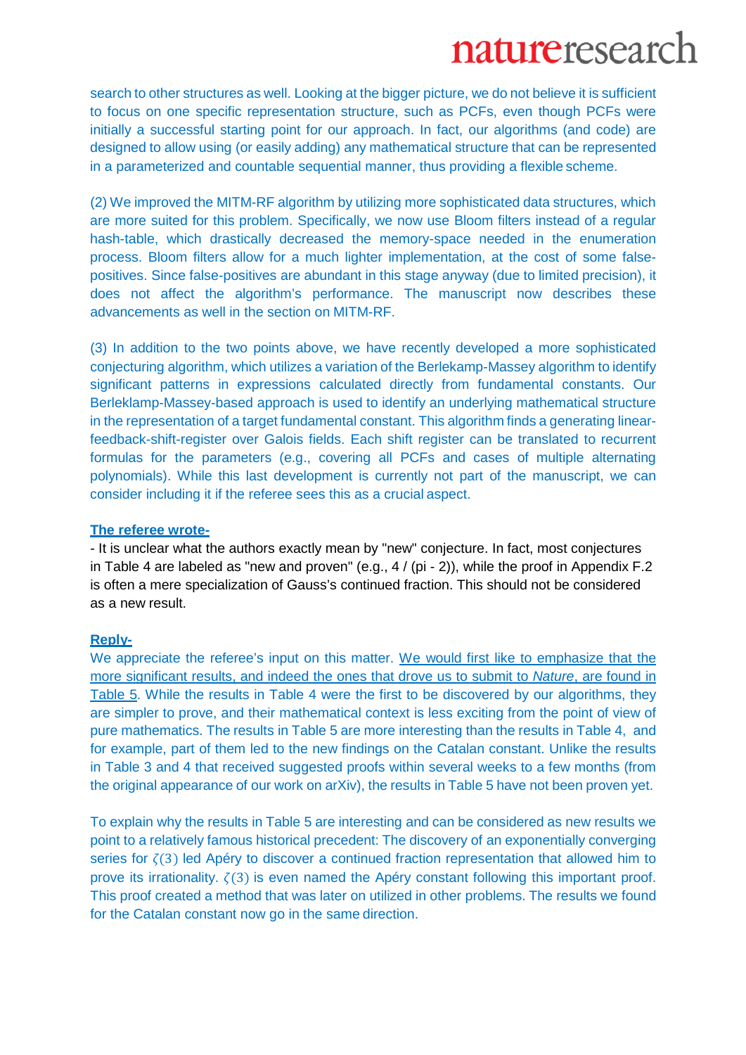search to other structures as well. Looking at the bigger picture, we do not believe it is sufficient to focus on one specific representation structure, such as PCFs, even though PCFs were initially a successful starting point for our approach. In fact, our algorithms (and code) are designed to allow using (or easily adding) any mathematical structure that can be represented in a parameterized and countable sequential manner, thus providing a flexible scheme.

(2) We improved the MITM-RF algorithm by utilizing more sophisticated data structures, which are more suited for this problem. Specifically, we now use Bloom filters instead of a regular hash-table, which drastically decreased the memory-space needed in the enumeration process. Bloom filters allow for a much lighter implementation, at the cost of some false-positives. Since false-positives are abundant in this stage anyway (due to limited precision), it does not affect the algorithm's performance. The manuscript now describes these advancements as well in the section on MITM-RF.

(3) In addition to the two points above, we have recently developed a more sophisticated conjecturing algorithm, which utilizes a variation of the Berlekamp-Massey algorithm to identify significant patterns in expressions calculated directly from fundamental constants. Our Berleklamp-Massey-based approach is used to identify an underlying mathematical structure in the representation of a target fundamental constant. This algorithm finds a generating linear-feedback-shift-register over Galois fields. Each shift register can be translated to recurrent formulas for the parameters (e.g., covering all PCFs and cases of multiple alternating polynomials). While this last development is currently not part of the manuscript, we can consider including it if the referee sees this as a crucial aspect.

**<u>The referee wrote-</u>**

- It is unclear what the authors exactly mean by "new" conjecture. In fact, most conjectures in Table 4 are labeled as "new and proven" (e.g., 4 / (pi - 2)), while the proof in Appendix F.2 is often a mere specialization of Gauss's continued fraction. This should not be considered as a new result.

**<u>Reply-</u>**

We appreciate the referee's input on this matter. <u>We would first like to emphasize that the more significant results, and indeed the ones that drove us to submit to *Nature*, are found in Table 5</u>. While the results in Table 4 were the first to be discovered by our algorithms, they are simpler to prove, and their mathematical context is less exciting from the point of view of pure mathematics. The results in Table 5 are more interesting than the results in Table 4, and for example, part of them led to the new findings on the Catalan constant. Unlike the results in Table 3 and 4 that received suggested proofs within several weeks to a few months (from the original appearance of our work on arXiv), the results in Table 5 have not been proven yet.

To explain why the results in Table 5 are interesting and can be considered as new results we point to a relatively famous historical precedent: The discovery of an exponentially converging series for $\zeta(3)$ led Apéry to discover a continued fraction representation that allowed him to prove its irrationality. $\zeta(3)$ is even named the Apéry constant following this important proof. This proof created a method that was later on utilized in other problems. The results we found for the Catalan constant now go in the same direction.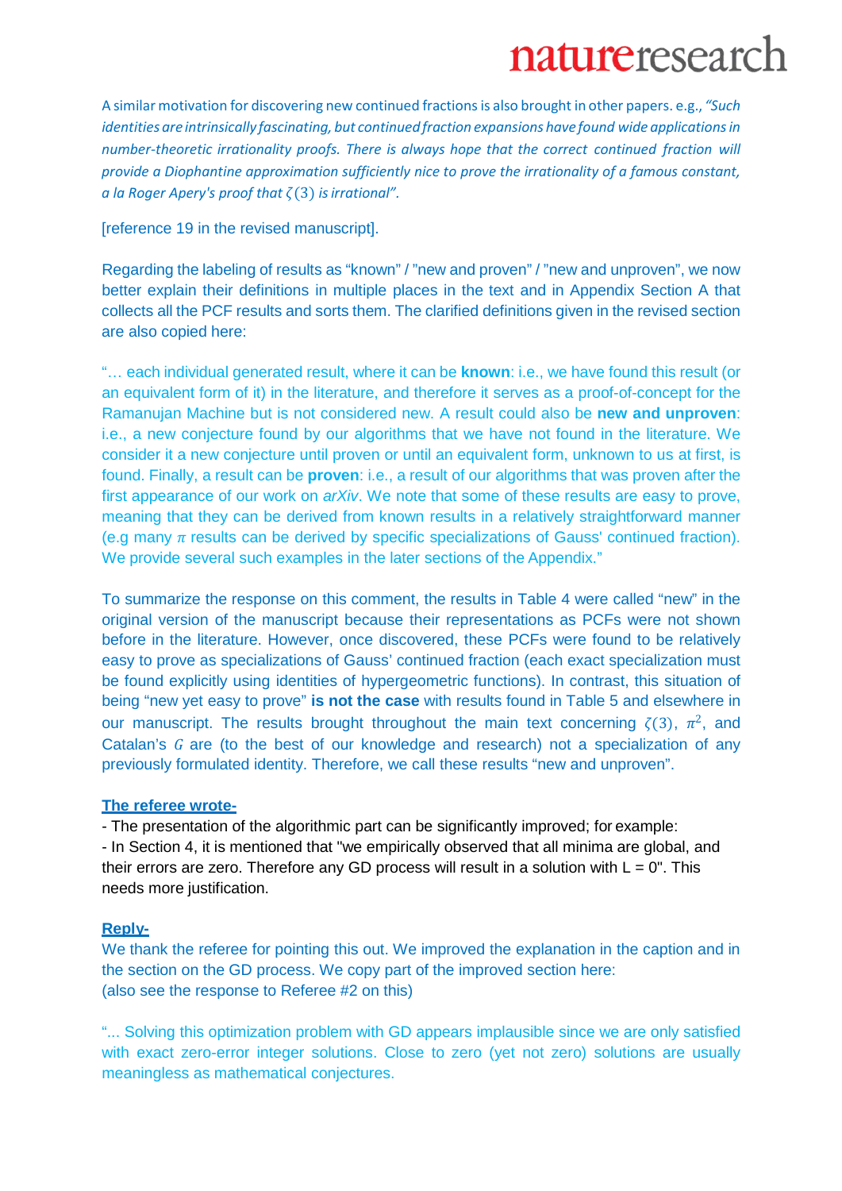A similar motivation for discovering new continued fractions is also brought in other papers. e.g., *"Such identities are intrinsically fascinating, but continued fraction expansions have found wide applications in number-theoretic irrationality proofs. There is always hope that the correct continued fraction will provide a Diophantine approximation sufficiently nice to prove the irrationality of a famous constant, a la Roger Apery's proof that $\zeta(3)$ is irrational".*

[reference 19 in the revised manuscript].

Regarding the labeling of results as "known" / "new and proven" / "new and unproven", we now better explain their definitions in multiple places in the text and in Appendix Section A that collects all the PCF results and sorts them. The clarified definitions given in the revised section are also copied here:

"… each individual generated result, where it can be **known**: i.e., we have found this result (or an equivalent form of it) in the literature, and therefore it serves as a proof-of-concept for the Ramanujan Machine but is not considered new. A result could also be **new and unproven**: i.e., a new conjecture found by our algorithms that we have not found in the literature. We consider it a new conjecture until proven or until an equivalent form, unknown to us at first, is found. Finally, a result can be **proven**: i.e., a result of our algorithms that was proven after the first appearance of our work on *arXiv*. We note that some of these results are easy to prove, meaning that they can be derived from known results in a relatively straightforward manner (e.g many $\pi$ results can be derived by specific specializations of Gauss' continued fraction). We provide several such examples in the later sections of the Appendix."

To summarize the response on this comment, the results in Table 4 were called "new" in the original version of the manuscript because their representations as PCFs were not shown before in the literature. However, once discovered, these PCFs were found to be relatively easy to prove as specializations of Gauss' continued fraction (each exact specialization must be found explicitly using identities of hypergeometric functions). In contrast, this situation of being "new yet easy to prove" **is not the case** with results found in Table 5 and elsewhere in our manuscript. The results brought throughout the main text concerning $\zeta(3)$, $\pi^2$, and Catalan's $G$ are (to the best of our knowledge and research) not a specialization of any previously formulated identity. Therefore, we call these results "new and unproven".

**The referee wrote-**

- The presentation of the algorithmic part can be significantly improved; for example:
- In Section 4, it is mentioned that "we empirically observed that all minima are global, and their errors are zero. Therefore any GD process will result in a solution with L = 0". This needs more justification.

**Reply-**

We thank the referee for pointing this out. We improved the explanation in the caption and in the section on the GD process. We copy part of the improved section here:
(also see the response to Referee #2 on this)

"... Solving this optimization problem with GD appears implausible since we are only satisfied with exact zero-error integer solutions. Close to zero (yet not zero) solutions are usually meaningless as mathematical conjectures.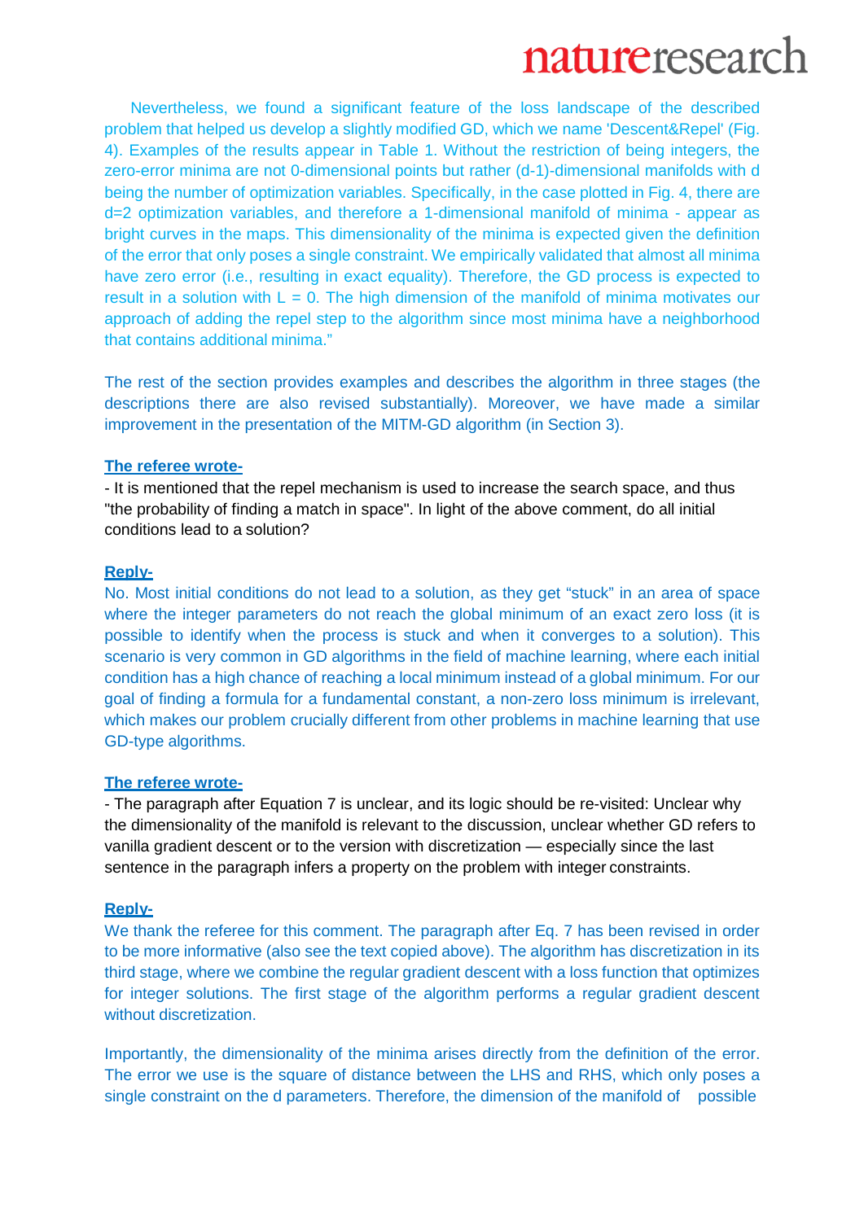Nevertheless, we found a significant feature of the loss landscape of the described problem that helped us develop a slightly modified GD, which we name 'Descent&Repel' (Fig. 4). Examples of the results appear in Table 1. Without the restriction of being integers, the zero-error minima are not 0-dimensional points but rather (d-1)-dimensional manifolds with d being the number of optimization variables. Specifically, in the case plotted in Fig. 4, there are d=2 optimization variables, and therefore a 1-dimensional manifold of minima - appear as bright curves in the maps. This dimensionality of the minima is expected given the definition of the error that only poses a single constraint. We empirically validated that almost all minima have zero error (i.e., resulting in exact equality). Therefore, the GD process is expected to result in a solution with L = 0. The high dimension of the manifold of minima motivates our approach of adding the repel step to the algorithm since most minima have a neighborhood that contains additional minima."

The rest of the section provides examples and describes the algorithm in three stages (the descriptions there are also revised substantially). Moreover, we have made a similar improvement in the presentation of the MITM-GD algorithm (in Section 3).

**The referee wrote-**

- It is mentioned that the repel mechanism is used to increase the search space, and thus "the probability of finding a match in space". In light of the above comment, do all initial conditions lead to a solution?

**Reply-**

No. Most initial conditions do not lead to a solution, as they get "stuck" in an area of space where the integer parameters do not reach the global minimum of an exact zero loss (it is possible to identify when the process is stuck and when it converges to a solution). This scenario is very common in GD algorithms in the field of machine learning, where each initial condition has a high chance of reaching a local minimum instead of a global minimum. For our goal of finding a formula for a fundamental constant, a non-zero loss minimum is irrelevant, which makes our problem crucially different from other problems in machine learning that use GD-type algorithms.

**The referee wrote-**

- The paragraph after Equation 7 is unclear, and its logic should be re-visited: Unclear why the dimensionality of the manifold is relevant to the discussion, unclear whether GD refers to vanilla gradient descent or to the version with discretization — especially since the last sentence in the paragraph infers a property on the problem with integer constraints.

**Reply-**

We thank the referee for this comment. The paragraph after Eq. 7 has been revised in order to be more informative (also see the text copied above). The algorithm has discretization in its third stage, where we combine the regular gradient descent with a loss function that optimizes for integer solutions. The first stage of the algorithm performs a regular gradient descent without discretization.

Importantly, the dimensionality of the minima arises directly from the definition of the error. The error we use is the square of distance between the LHS and RHS, which only poses a single constraint on the d parameters. Therefore, the dimension of the manifold of possible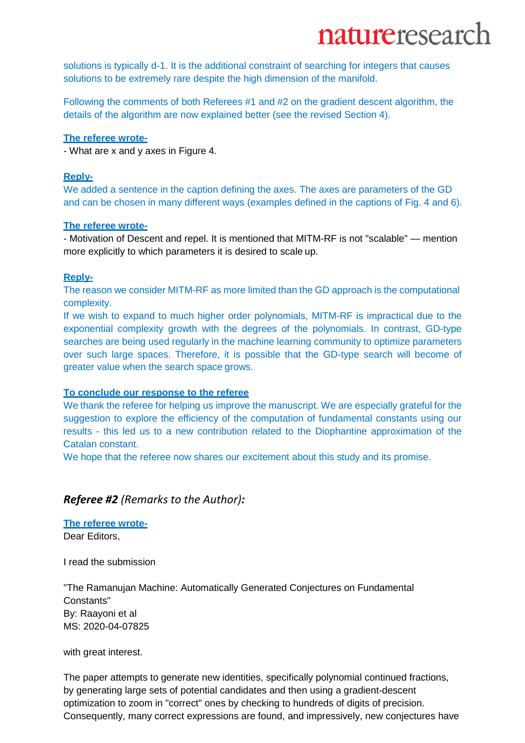solutions is typically d-1. It is the additional constraint of searching for integers that causes solutions to be extremely rare despite the high dimension of the manifold.

Following the comments of both Referees #1 and #2 on the gradient descent algorithm, the details of the algorithm are now explained better (see the revised Section 4).

**The referee wrote-**

- What are x and y axes in Figure 4.

**Reply-**

We added a sentence in the caption defining the axes. The axes are parameters of the GD and can be chosen in many different ways (examples defined in the captions of Fig. 4 and 6).

**The referee wrote-**

- Motivation of Descent and repel. It is mentioned that MITM-RF is not "scalable" — mention more explicitly to which parameters it is desired to scale up.

**Reply-**

The reason we consider MITM-RF as more limited than the GD approach is the computational complexity.

If we wish to expand to much higher order polynomials, MITM-RF is impractical due to the exponential complexity growth with the degrees of the polynomials. In contrast, GD-type searches are being used regularly in the machine learning community to optimize parameters over such large spaces. Therefore, it is possible that the GD-type search will become of greater value when the search space grows.

**To conclude our response to the referee**

We thank the referee for helping us improve the manuscript. We are especially grateful for the suggestion to explore the efficiency of the computation of fundamental constants using our results - this led us to a new contribution related to the Diophantine approximation of the Catalan constant.

We hope that the referee now shares our excitement about this study and its promise.

## ***Referee #2*** *(Remarks to the Author):*

**The referee wrote-**

Dear Editors,

I read the submission

"The Ramanujan Machine: Automatically Generated Conjectures on Fundamental Constants"
By: Raayoni et al
MS: 2020-04-07825

with great interest.

The paper attempts to generate new identities, specifically polynomial continued fractions, by generating large sets of potential candidates and then using a gradient-descent optimization to zoom in "correct" ones by checking to hundreds of digits of precision. Consequently, many correct expressions are found, and impressively, new conjectures have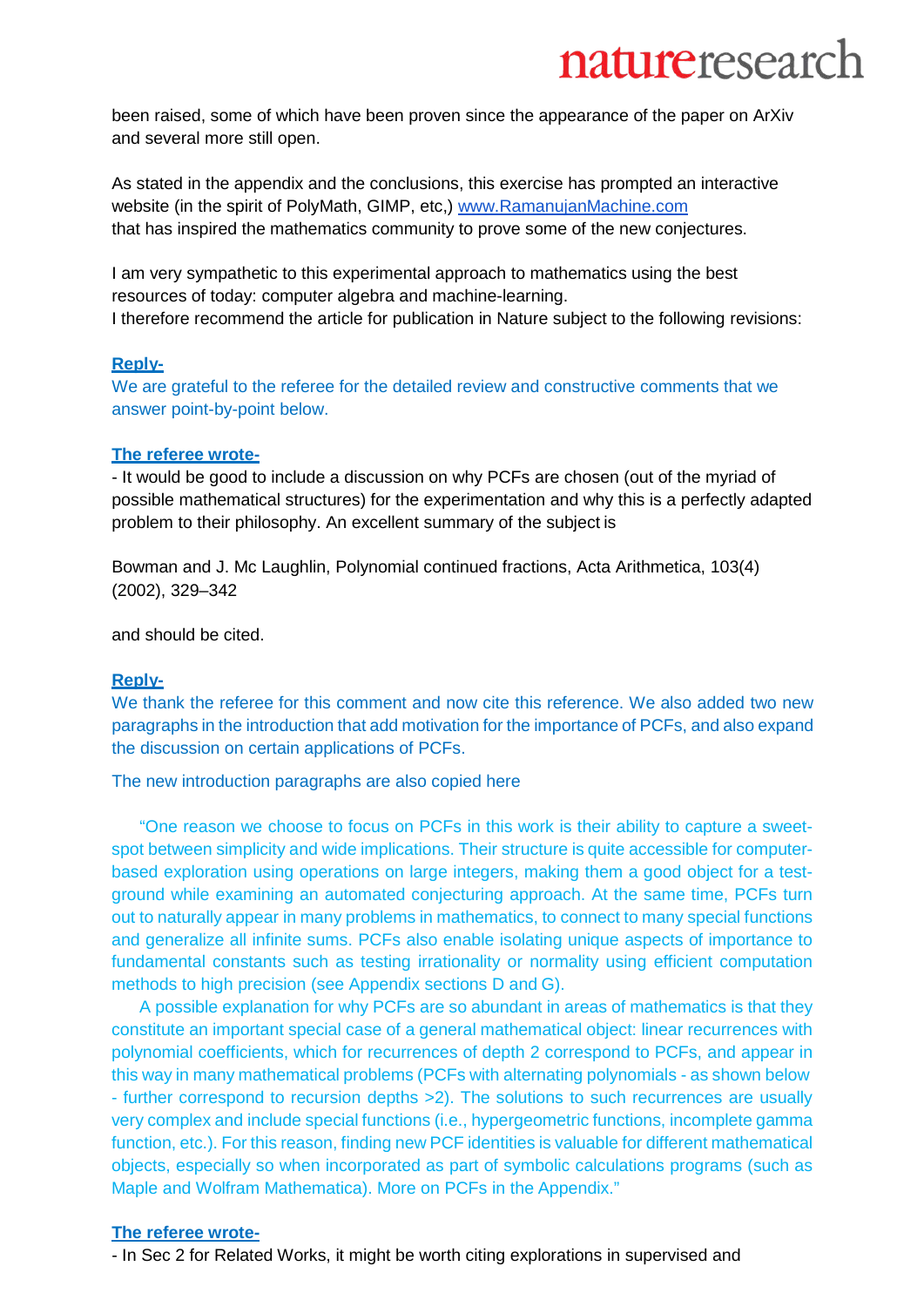been raised, some of which have been proven since the appearance of the paper on ArXiv and several more still open.

As stated in the appendix and the conclusions, this exercise has prompted an interactive website (in the spirit of PolyMath, GIMP, etc,) [www.RamanujanMachine.com](http://www.RamanujanMachine.com) that has inspired the mathematics community to prove some of the new conjectures.

I am very sympathetic to this experimental approach to mathematics using the best resources of today: computer algebra and machine-learning.
I therefore recommend the article for publication in Nature subject to the following revisions:

**Reply-**

We are grateful to the referee for the detailed review and constructive comments that we answer point-by-point below.

**The referee wrote-**

- It would be good to include a discussion on why PCFs are chosen (out of the myriad of possible mathematical structures) for the experimentation and why this is a perfectly adapted problem to their philosophy. An excellent summary of the subject is

Bowman and J. Mc Laughlin, Polynomial continued fractions, Acta Arithmetica, 103(4) (2002), 329–342

and should be cited.

**Reply-**

We thank the referee for this comment and now cite this reference. We also added two new paragraphs in the introduction that add motivation for the importance of PCFs, and also expand the discussion on certain applications of PCFs.

The new introduction paragraphs are also copied here

"One reason we choose to focus on PCFs in this work is their ability to capture a sweet-spot between simplicity and wide implications. Their structure is quite accessible for computer-based exploration using operations on large integers, making them a good object for a test-ground while examining an automated conjecturing approach. At the same time, PCFs turn out to naturally appear in many problems in mathematics, to connect to many special functions and generalize all infinite sums. PCFs also enable isolating unique aspects of importance to fundamental constants such as testing irrationality or normality using efficient computation methods to high precision (see Appendix sections D and G).

A possible explanation for why PCFs are so abundant in areas of mathematics is that they constitute an important special case of a general mathematical object: linear recurrences with polynomial coefficients, which for recurrences of depth 2 correspond to PCFs, and appear in this way in many mathematical problems (PCFs with alternating polynomials - as shown below - further correspond to recursion depths >2). The solutions to such recurrences are usually very complex and include special functions (i.e., hypergeometric functions, incomplete gamma function, etc.). For this reason, finding new PCF identities is valuable for different mathematical objects, especially so when incorporated as part of symbolic calculations programs (such as Maple and Wolfram Mathematica). More on PCFs in the Appendix."

**The referee wrote-**

- In Sec 2 for Related Works, it might be worth citing explorations in supervised and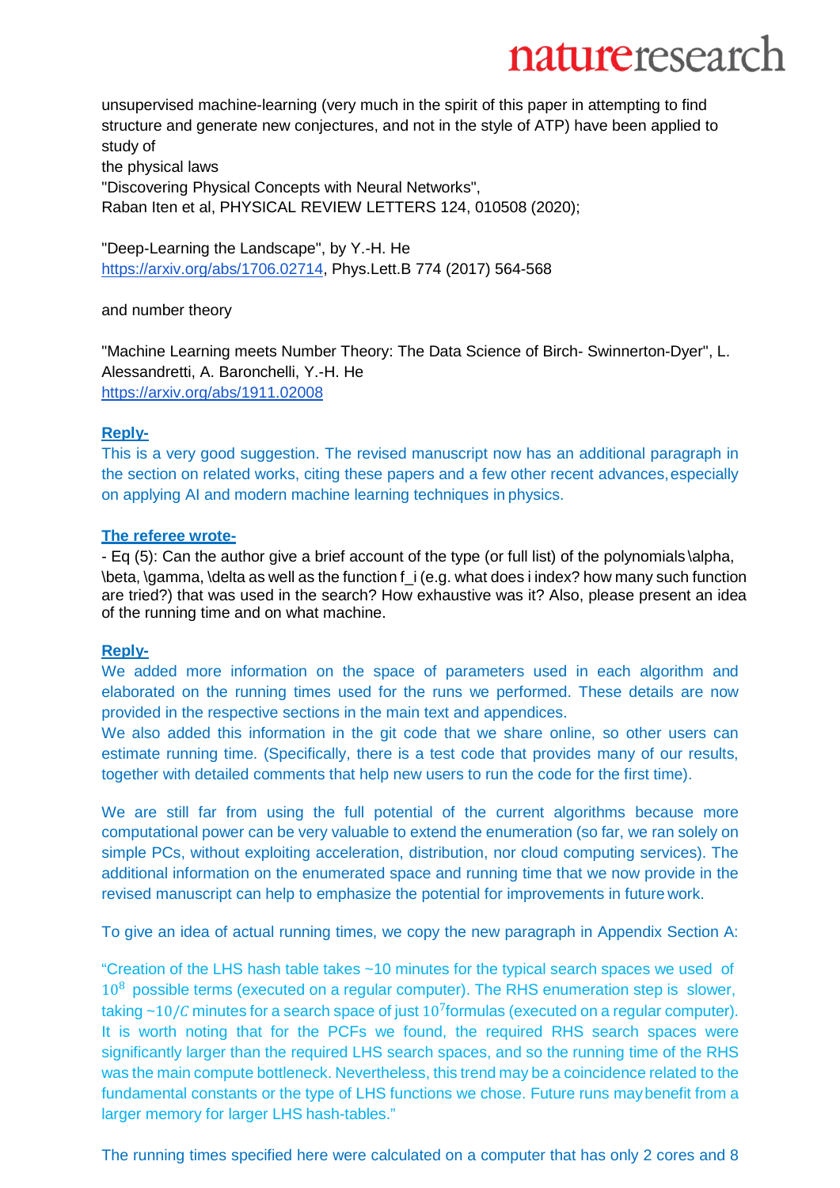unsupervised machine-learning (very much in the spirit of this paper in attempting to find structure and generate new conjectures, and not in the style of ATP) have been applied to study of
the physical laws
"Discovering Physical Concepts with Neural Networks",
Raban Iten et al, PHYSICAL REVIEW LETTERS 124, 010508 (2020);

"Deep-Learning the Landscape", by Y.-H. He
https://arxiv.org/abs/1706.02714, Phys.Lett.B 774 (2017) 564-568

and number theory

"Machine Learning meets Number Theory: The Data Science of Birch- Swinnerton-Dyer", L. Alessandretti, A. Baronchelli, Y.-H. He
https://arxiv.org/abs/1911.02008

**Reply-**

This is a very good suggestion. The revised manuscript now has an additional paragraph in the section on related works, citing these papers and a few other recent advances, especially on applying AI and modern machine learning techniques in physics.

**The referee wrote-**

- Eq (5): Can the author give a brief account of the type (or full list) of the polynomials \alpha, \beta, \gamma, \delta as well as the function f_i (e.g. what does i index? how many such function are tried?) that was used in the search? How exhaustive was it? Also, please present an idea of the running time and on what machine.

**Reply-**

We added more information on the space of parameters used in each algorithm and elaborated on the running times used for the runs we performed. These details are now provided in the respective sections in the main text and appendices.
We also added this information in the git code that we share online, so other users can estimate running time. (Specifically, there is a test code that provides many of our results, together with detailed comments that help new users to run the code for the first time).

We are still far from using the full potential of the current algorithms because more computational power can be very valuable to extend the enumeration (so far, we ran solely on simple PCs, without exploiting acceleration, distribution, nor cloud computing services). The additional information on the enumerated space and running time that we now provide in the revised manuscript can help to emphasize the potential for improvements in future work.

To give an idea of actual running times, we copy the new paragraph in Appendix Section A:

"Creation of the LHS hash table takes ~10 minutes for the typical search spaces we used of $10^8$ possible terms (executed on a regular computer). The RHS enumeration step is slower, taking $\sim 10/C$ minutes for a search space of just $10^7$ formulas (executed on a regular computer). It is worth noting that for the PCFs we found, the required RHS search spaces were significantly larger than the required LHS search spaces, and so the running time of the RHS was the main compute bottleneck. Nevertheless, this trend may be a coincidence related to the fundamental constants or the type of LHS functions we chose. Future runs may benefit from a larger memory for larger LHS hash-tables."

The running times specified here were calculated on a computer that has only 2 cores and 8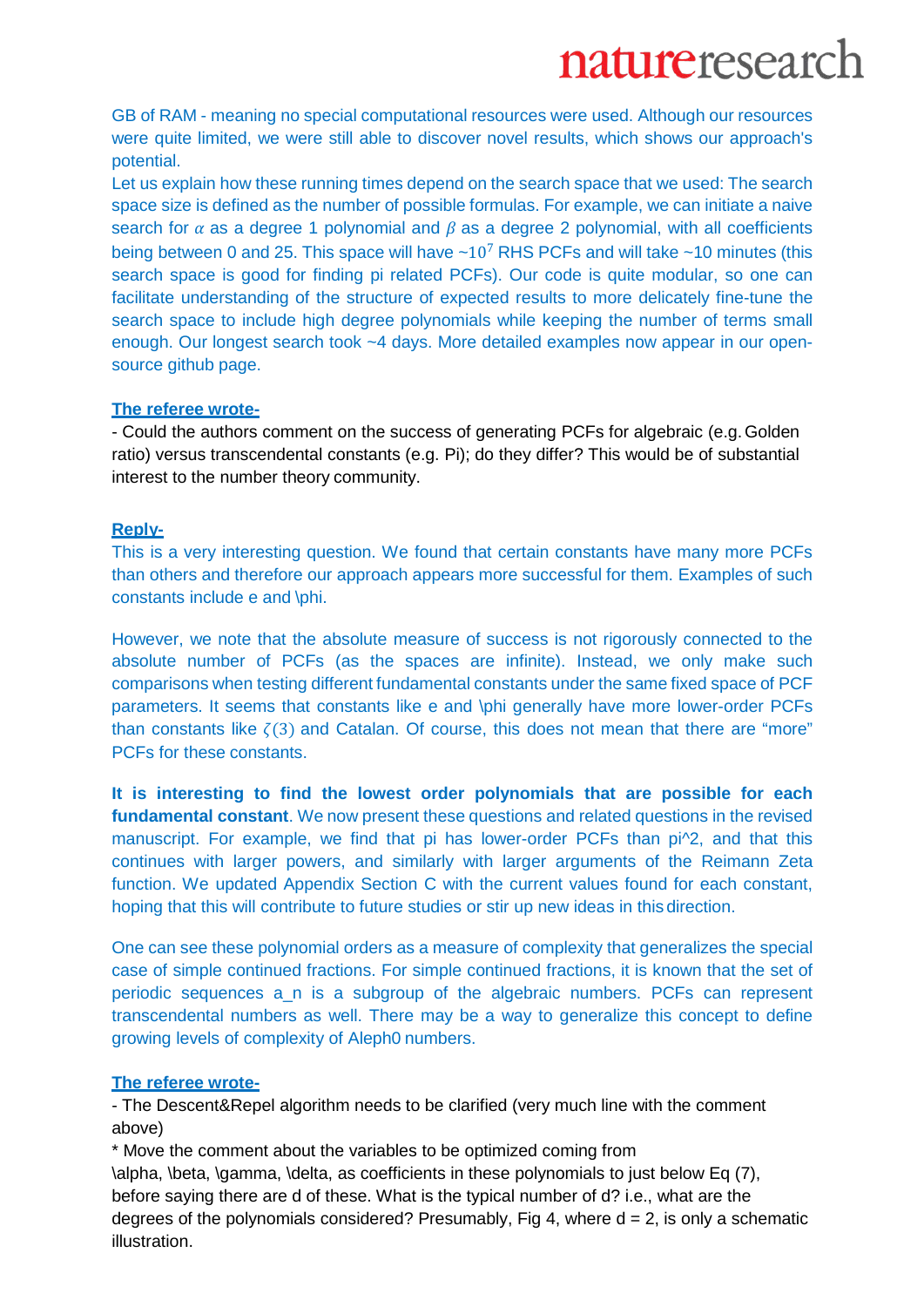GB of RAM - meaning no special computational resources were used. Although our resources were quite limited, we were still able to discover novel results, which shows our approach's potential.

Let us explain how these running times depend on the search space that we used: The search space size is defined as the number of possible formulas. For example, we can initiate a naive search for $\alpha$ as a degree 1 polynomial and $\beta$ as a degree 2 polynomial, with all coefficients being between 0 and 25. This space will have ~$10^7$ RHS PCFs and will take ~10 minutes (this search space is good for finding pi related PCFs). Our code is quite modular, so one can facilitate understanding of the structure of expected results to more delicately fine-tune the search space to include high degree polynomials while keeping the number of terms small enough. Our longest search took ~4 days. More detailed examples now appear in our open-source github page.

**The referee wrote-**

- Could the authors comment on the success of generating PCFs for algebraic (e.g. Golden ratio) versus transcendental constants (e.g. Pi); do they differ? This would be of substantial interest to the number theory community.

**Reply-**

This is a very interesting question. We found that certain constants have many more PCFs than others and therefore our approach appears more successful for them. Examples of such constants include e and \phi.

However, we note that the absolute measure of success is not rigorously connected to the absolute number of PCFs (as the spaces are infinite). Instead, we only make such comparisons when testing different fundamental constants under the same fixed space of PCF parameters. It seems that constants like e and \phi generally have more lower-order PCFs than constants like $\zeta(3)$ and Catalan. Of course, this does not mean that there are "more" PCFs for these constants.

**It is interesting to find the lowest order polynomials that are possible for each fundamental constant**. We now present these questions and related questions in the revised manuscript. For example, we find that pi has lower-order PCFs than pi^2, and that this continues with larger powers, and similarly with larger arguments of the Reimann Zeta function. We updated Appendix Section C with the current values found for each constant, hoping that this will contribute to future studies or stir up new ideas in this direction.

One can see these polynomial orders as a measure of complexity that generalizes the special case of simple continued fractions. For simple continued fractions, it is known that the set of periodic sequences a_n is a subgroup of the algebraic numbers. PCFs can represent transcendental numbers as well. There may be a way to generalize this concept to define growing levels of complexity of Aleph0 numbers.

**The referee wrote-**

- The Descent&Repel algorithm needs to be clarified (very much line with the comment above)

* Move the comment about the variables to be optimized coming from \alpha, \beta, \gamma, \delta, as coefficients in these polynomials to just below Eq (7), before saying there are d of these. What is the typical number of d? i.e., what are the degrees of the polynomials considered? Presumably, Fig 4, where d = 2, is only a schematic illustration.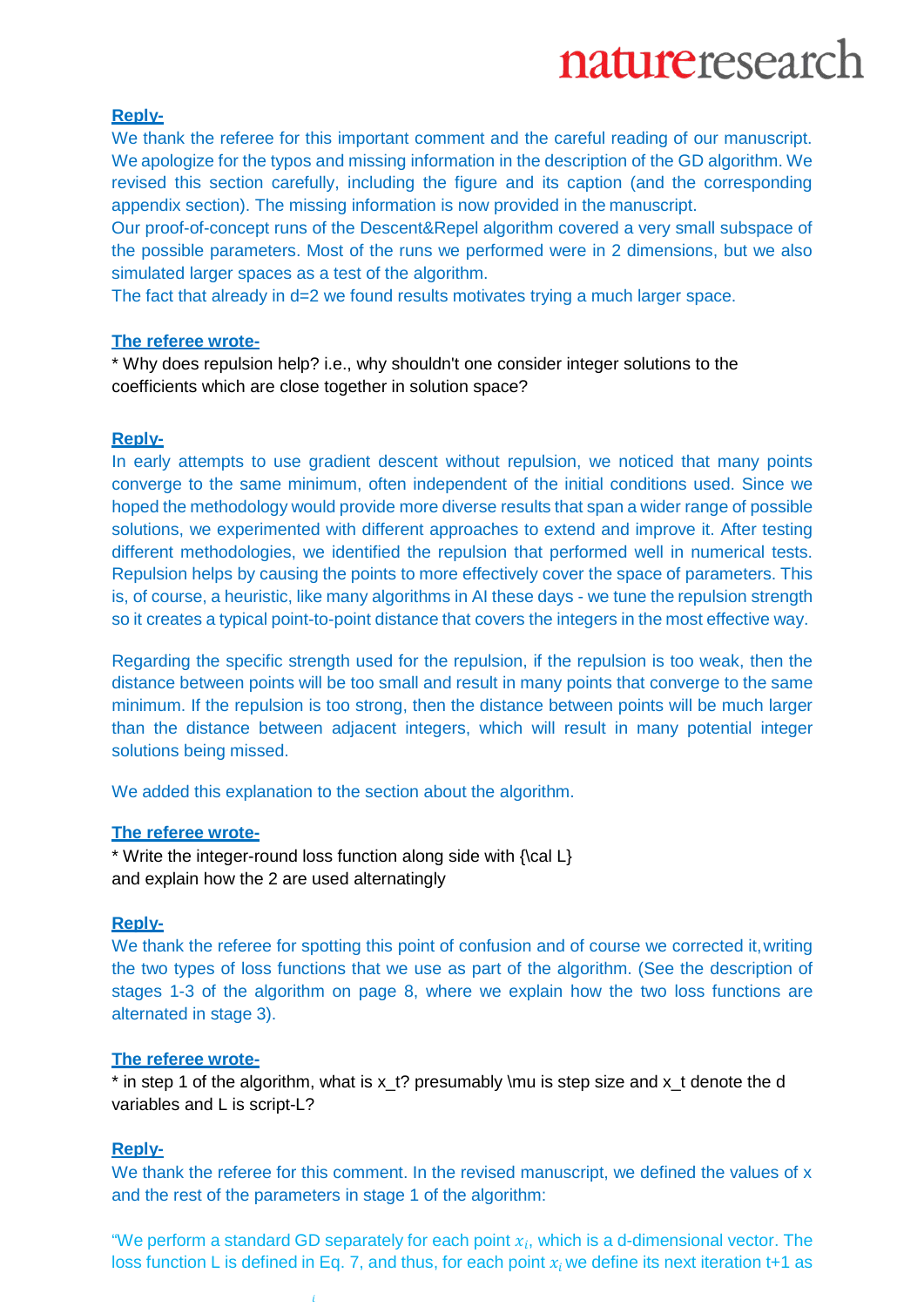**Reply-**

We thank the referee for this important comment and the careful reading of our manuscript. We apologize for the typos and missing information in the description of the GD algorithm. We revised this section carefully, including the figure and its caption (and the corresponding appendix section). The missing information is now provided in the manuscript.

Our proof-of-concept runs of the Descent&Repel algorithm covered a very small subspace of the possible parameters. Most of the runs we performed were in 2 dimensions, but we also simulated larger spaces as a test of the algorithm.

The fact that already in d=2 we found results motivates trying a much larger space.

**The referee wrote-**

* Why does repulsion help? i.e., why shouldn't one consider integer solutions to the coefficients which are close together in solution space?

**Reply-**

In early attempts to use gradient descent without repulsion, we noticed that many points converge to the same minimum, often independent of the initial conditions used. Since we hoped the methodology would provide more diverse results that span a wider range of possible solutions, we experimented with different approaches to extend and improve it. After testing different methodologies, we identified the repulsion that performed well in numerical tests. Repulsion helps by causing the points to more effectively cover the space of parameters. This is, of course, a heuristic, like many algorithms in AI these days - we tune the repulsion strength so it creates a typical point-to-point distance that covers the integers in the most effective way.

Regarding the specific strength used for the repulsion, if the repulsion is too weak, then the distance between points will be too small and result in many points that converge to the same minimum. If the repulsion is too strong, then the distance between points will be much larger than the distance between adjacent integers, which will result in many potential integer solutions being missed.

We added this explanation to the section about the algorithm.

**The referee wrote-**

* Write the integer-round loss function along side with {\cal L}
and explain how the 2 are used alternatingly

**Reply-**

We thank the referee for spotting this point of confusion and of course we corrected it, writing the two types of loss functions that we use as part of the algorithm. (See the description of stages 1-3 of the algorithm on page 8, where we explain how the two loss functions are alternated in stage 3).

**The referee wrote-**

* in step 1 of the algorithm, what is x_t? presumably \mu is step size and x_t denote the d variables and L is script-L?

**Reply-**

We thank the referee for this comment. In the revised manuscript, we defined the values of x and the rest of the parameters in stage 1 of the algorithm:

"We perform a standard GD separately for each point $x_i$, which is a d-dimensional vector. The loss function L is defined in Eq. 7, and thus, for each point $x_i$ we define its next iteration t+1 as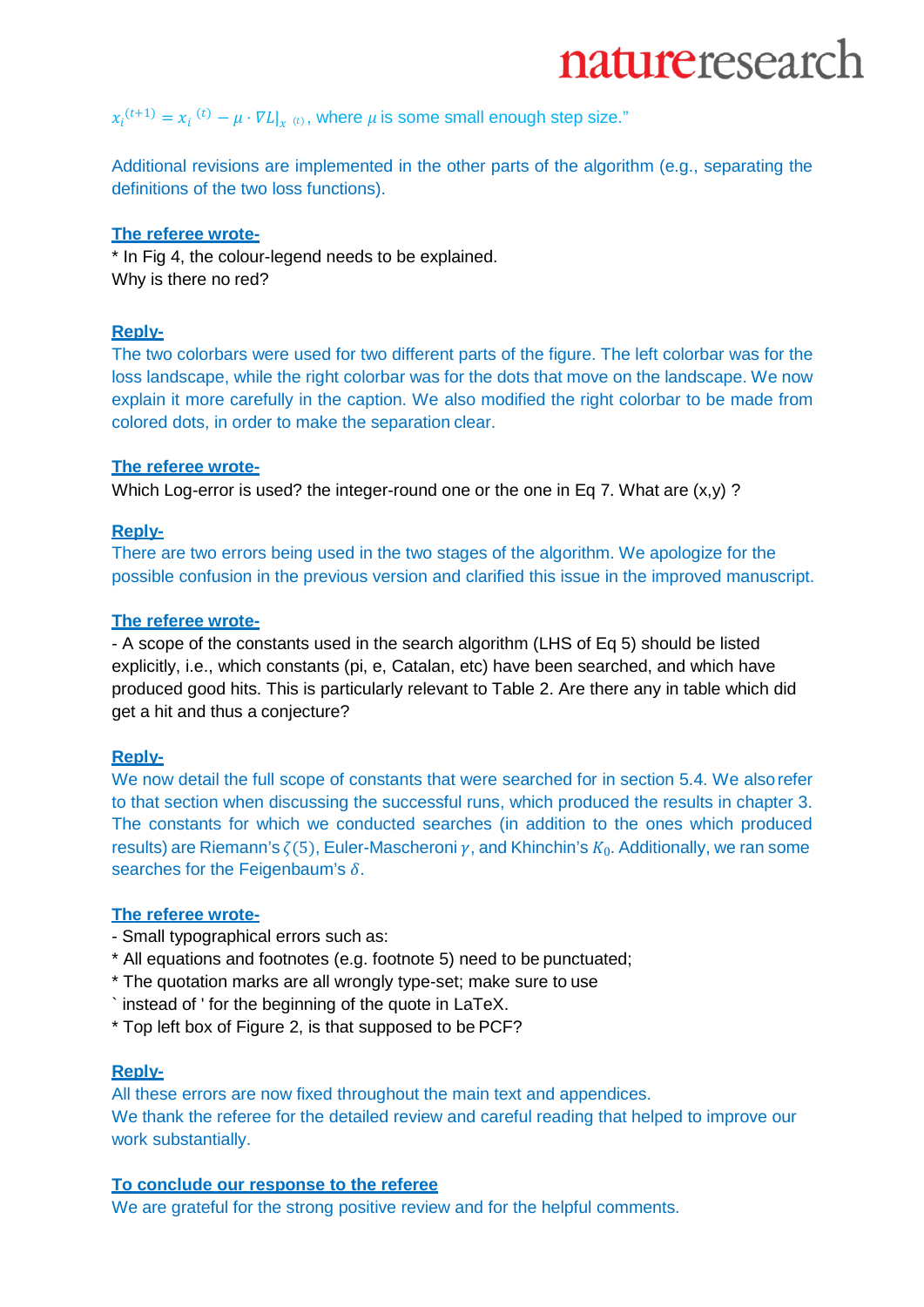$x_i^{(t+1)} = x_i^{(t)} - \mu \cdot \nabla L|_{x^{(t)}}$, where $\mu$ is some small enough step size."

Additional revisions are implemented in the other parts of the algorithm (e.g., separating the definitions of the two loss functions).

**The referee wrote-**

* In Fig 4, the colour-legend needs to be explained.
Why is there no red?

**Reply-**

The two colorbars were used for two different parts of the figure. The left colorbar was for the loss landscape, while the right colorbar was for the dots that move on the landscape. We now explain it more carefully in the caption. We also modified the right colorbar to be made from colored dots, in order to make the separation clear.

**The referee wrote-**

Which Log-error is used? the integer-round one or the one in Eq 7. What are (x,y) ?

**Reply-**

There are two errors being used in the two stages of the algorithm. We apologize for the possible confusion in the previous version and clarified this issue in the improved manuscript.

**The referee wrote-**

- A scope of the constants used in the search algorithm (LHS of Eq 5) should be listed explicitly, i.e., which constants (pi, e, Catalan, etc) have been searched, and which have produced good hits. This is particularly relevant to Table 2. Are there any in table which did get a hit and thus a conjecture?

**Reply-**

We now detail the full scope of constants that were searched for in section 5.4. We also refer to that section when discussing the successful runs, which produced the results in chapter 3. The constants for which we conducted searches (in addition to the ones which produced results) are Riemann's $\zeta(5)$, Euler-Mascheroni $\gamma$, and Khinchin's $K_0$. Additionally, we ran some searches for the Feigenbaum's $\delta$.

**The referee wrote-**

- Small typographical errors such as:
* All equations and footnotes (e.g. footnote 5) need to be punctuated;
* The quotation marks are all wrongly type-set; make sure to use
` instead of ' for the beginning of the quote in LaTeX.
* Top left box of Figure 2, is that supposed to be PCF?

**Reply-**

All these errors are now fixed throughout the main text and appendices.
We thank the referee for the detailed review and careful reading that helped to improve our work substantially.

**To conclude our response to the referee**

We are grateful for the strong positive review and for the helpful comments.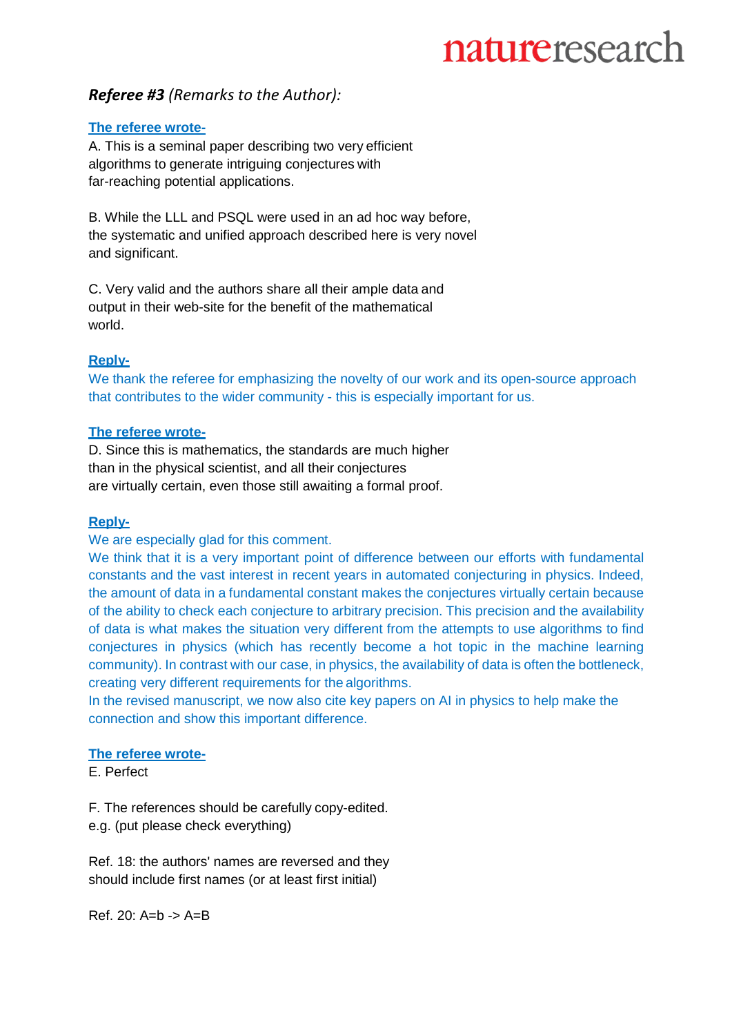***Referee #3*** *(Remarks to the Author):*

**The referee wrote-**

A. This is a seminal paper describing two very efficient algorithms to generate intriguing conjectures with far-reaching potential applications.

B. While the LLL and PSQL were used in an ad hoc way before, the systematic and unified approach described here is very novel and significant.

C. Very valid and the authors share all their ample data and output in their web-site for the benefit of the mathematical world.

**Reply-**

We thank the referee for emphasizing the novelty of our work and its open-source approach that contributes to the wider community - this is especially important for us.

**The referee wrote-**

D. Since this is mathematics, the standards are much higher than in the physical scientist, and all their conjectures are virtually certain, even those still awaiting a formal proof.

**Reply-**

We are especially glad for this comment.

We think that it is a very important point of difference between our efforts with fundamental constants and the vast interest in recent years in automated conjecturing in physics. Indeed, the amount of data in a fundamental constant makes the conjectures virtually certain because of the ability to check each conjecture to arbitrary precision. This precision and the availability of data is what makes the situation very different from the attempts to use algorithms to find conjectures in physics (which has recently become a hot topic in the machine learning community). In contrast with our case, in physics, the availability of data is often the bottleneck, creating very different requirements for the algorithms.

In the revised manuscript, we now also cite key papers on AI in physics to help make the connection and show this important difference.

**The referee wrote-**

E. Perfect

F. The references should be carefully copy-edited.
e.g. (put please check everything)

Ref. 18: the authors' names are reversed and they should include first names (or at least first initial)

Ref. 20: A=b -> A=B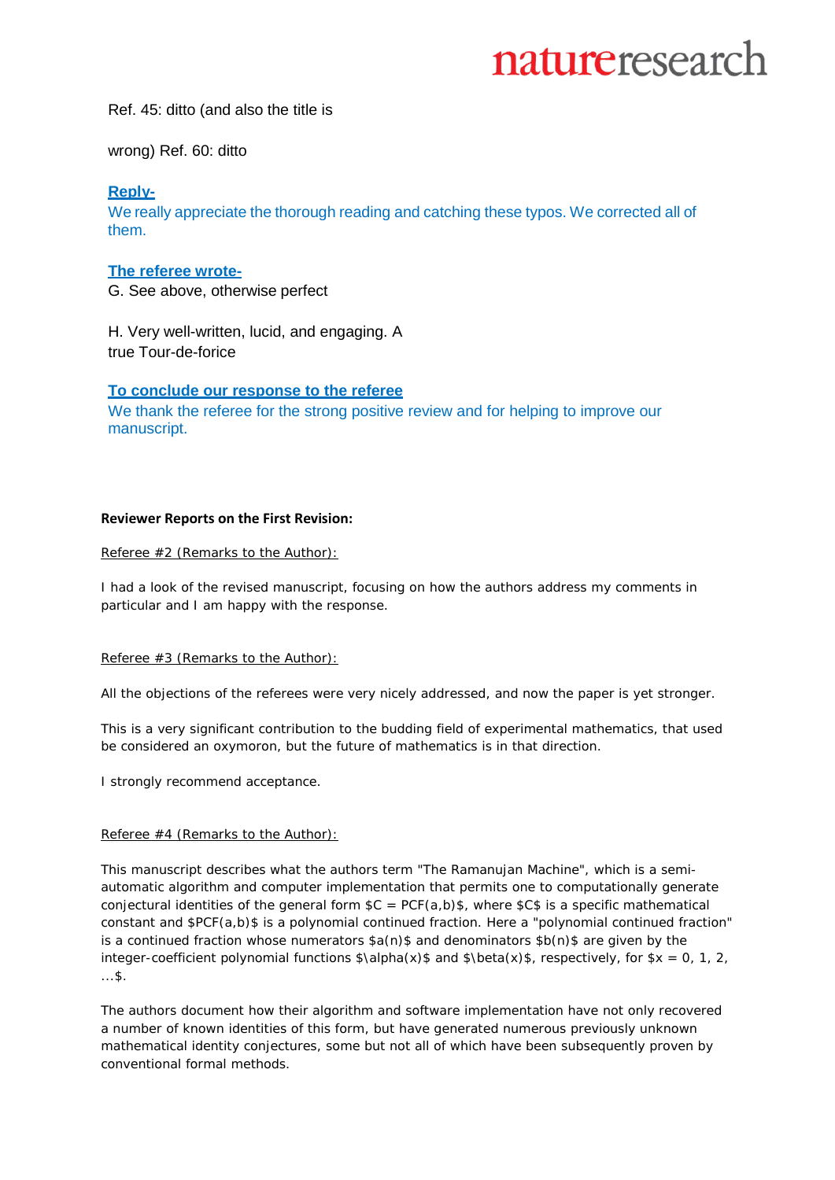Ref. 45: ditto (and also the title is

wrong) Ref. 60: ditto

**Reply-**

We really appreciate the thorough reading and catching these typos. We corrected all of them.

**The referee wrote-**

G. See above, otherwise perfect

H. Very well-written, lucid, and engaging. A true Tour-de-force

**To conclude our response to the referee**

We thank the referee for the strong positive review and for helping to improve our manuscript.

**Reviewer Reports on the First Revision:**

Referee #2 (Remarks to the Author):

I had a look of the revised manuscript, focusing on how the authors address my comments in particular and I am happy with the response.

Referee #3 (Remarks to the Author):

All the objections of the referees were very nicely addressed, and now the paper is yet stronger.

This is a very significant contribution to the budding field of experimental mathematics, that used be considered an oxymoron, but the future of mathematics is in that direction.

I strongly recommend acceptance.

Referee #4 (Remarks to the Author):

This manuscript describes what the authors term "The Ramanujan Machine", which is a semi-automatic algorithm and computer implementation that permits one to computationally generate conjectural identities of the general form $C = PCF(a,b)$, where $C$ is a specific mathematical constant and $PCF(a,b)$ is a polynomial continued fraction. Here a "polynomial continued fraction" is a continued fraction whose numerators $a(n)$ and denominators $b(n)$ are given by the integer-coefficient polynomial functions $\alpha(x)$ and $\beta(x)$, respectively, for $x = 0, 1, 2, \ldots$.

The authors document how their algorithm and software implementation have not only recovered a number of known identities of this form, but have generated numerous previously unknown mathematical identity conjectures, some but not all of which have been subsequently proven by conventional formal methods.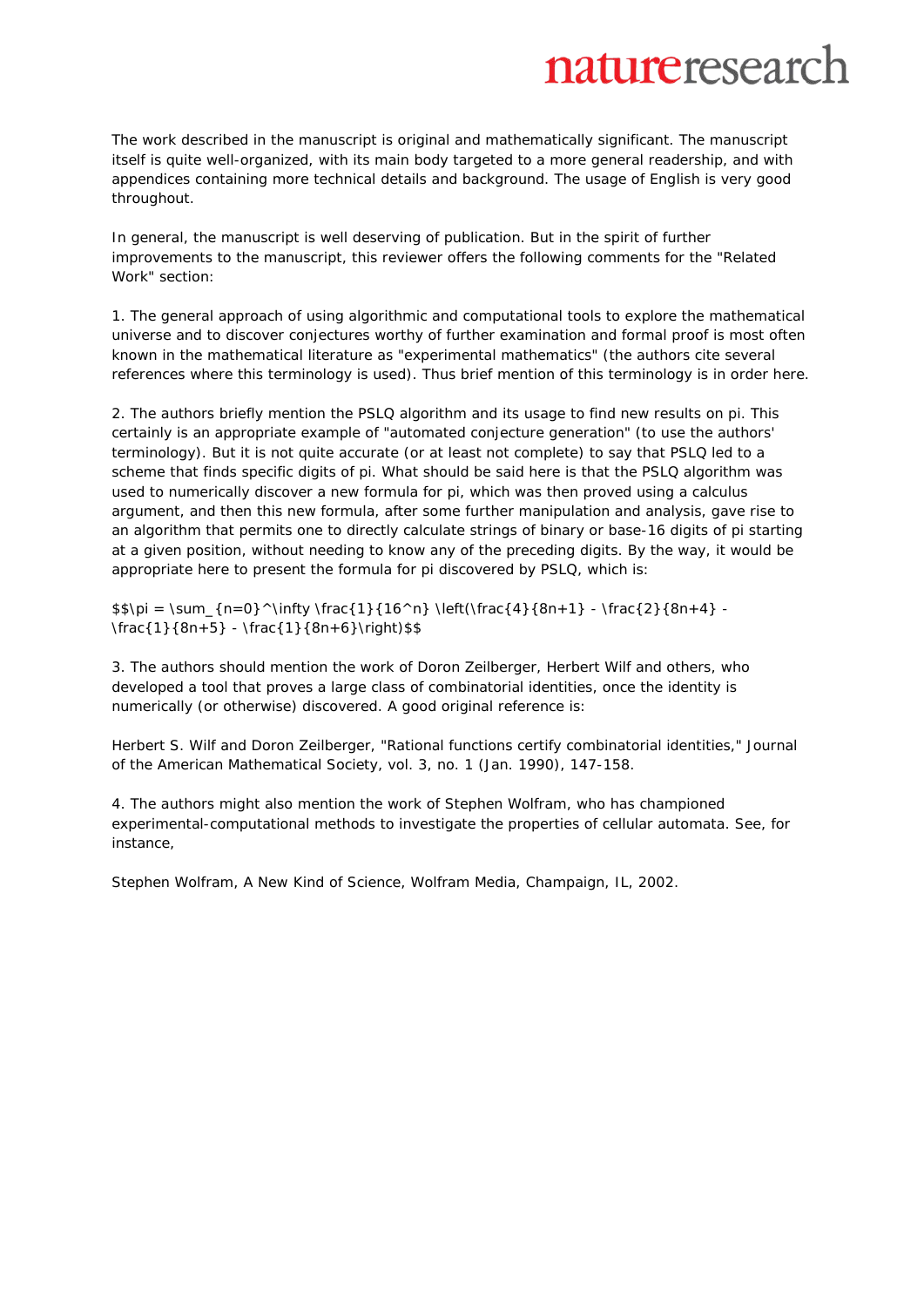The work described in the manuscript is original and mathematically significant. The manuscript itself is quite well-organized, with its main body targeted to a more general readership, and with appendices containing more technical details and background. The usage of English is very good throughout.

In general, the manuscript is well deserving of publication. But in the spirit of further improvements to the manuscript, this reviewer offers the following comments for the "Related Work" section:

1. The general approach of using algorithmic and computational tools to explore the mathematical universe and to discover conjectures worthy of further examination and formal proof is most often known in the mathematical literature as "experimental mathematics" (the authors cite several references where this terminology is used). Thus brief mention of this terminology is in order here.

2. The authors briefly mention the PSLQ algorithm and its usage to find new results on pi. This certainly is an appropriate example of "automated conjecture generation" (to use the authors' terminology). But it is not quite accurate (or at least not complete) to say that PSLQ led to a scheme that finds specific digits of pi. What should be said here is that the PSLQ algorithm was used to numerically discover a new formula for pi, which was then proved using a calculus argument, and then this new formula, after some further manipulation and analysis, gave rise to an algorithm that permits one to directly calculate strings of binary or base-16 digits of pi starting at a given position, without needing to know any of the preceding digits. By the way, it would be appropriate here to present the formula for pi discovered by PSLQ, which is:

$$\pi = \sum_{n=0}^\infty \frac{1}{16^n} \left(\frac{4}{8n+1} - \frac{2}{8n+4} - \frac{1}{8n+5} - \frac{1}{8n+6}\right)$$

3. The authors should mention the work of Doron Zeilberger, Herbert Wilf and others, who developed a tool that proves a large class of combinatorial identities, once the identity is numerically (or otherwise) discovered. A good original reference is:

Herbert S. Wilf and Doron Zeilberger, "Rational functions certify combinatorial identities," Journal of the American Mathematical Society, vol. 3, no. 1 (Jan. 1990), 147-158.

4. The authors might also mention the work of Stephen Wolfram, who has championed experimental-computational methods to investigate the properties of cellular automata. See, for instance,

Stephen Wolfram, A New Kind of Science, Wolfram Media, Champaign, IL, 2002.